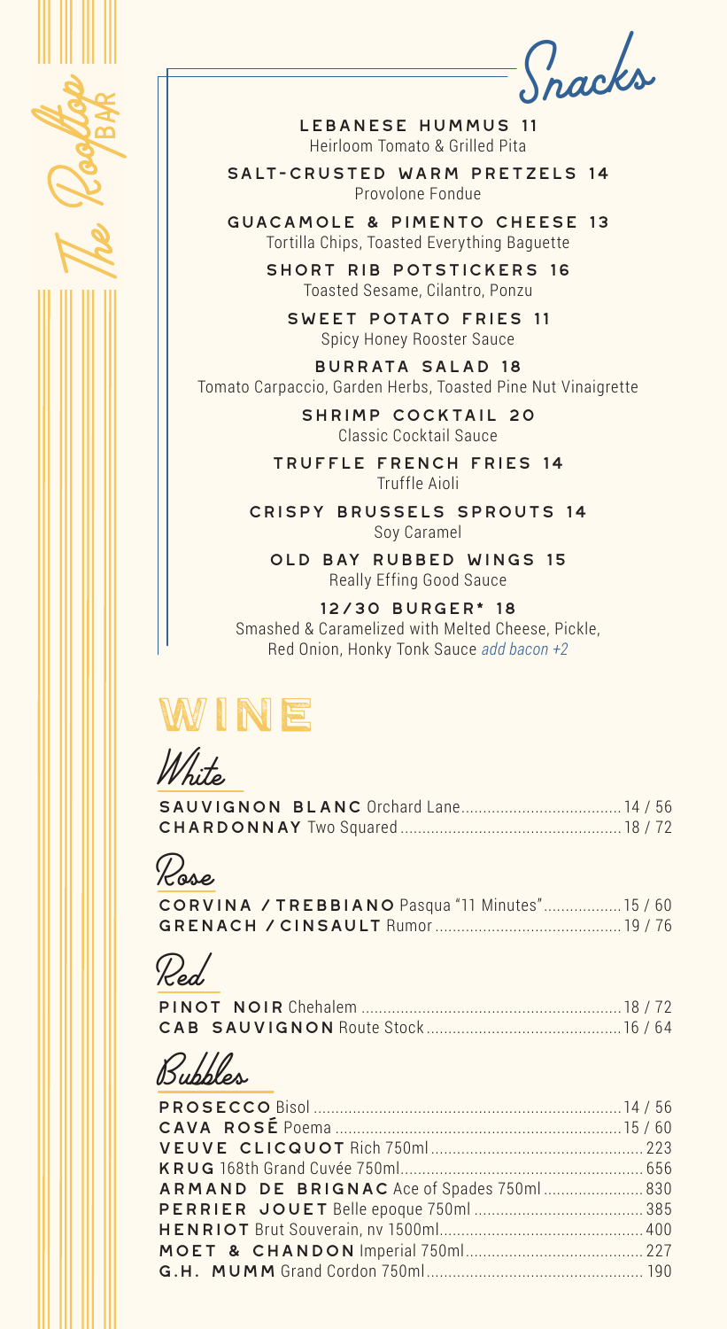# The Rooftop Bar

## Snacks

**LEBANESE HUMMUS 11**
Heirloom Tomato & Grilled Pita

**SALT-CRUSTED WARM PRETZELS 14**
Provolone Fondue

**GUACAMOLE & PIMENTO CHEESE 13**
Tortilla Chips, Toasted Everything Baguette

**SHORT RIB POTSTICKERS 16**
Toasted Sesame, Cilantro, Ponzu

**SWEET POTATO FRIES 11**
Spicy Honey Rooster Sauce

**BURRATA SALAD 18**
Tomato Carpaccio, Garden Herbs, Toasted Pine Nut Vinaigrette

**SHRIMP COCKTAIL 20**
Classic Cocktail Sauce

**TRUFFLE FRENCH FRIES 14**
Truffle Aioli

**CRISPY BRUSSELS SPROUTS 14**
Soy Caramel

**OLD BAY RUBBED WINGS 15**
Really Effing Good Sauce

**12/30 BURGER* 18**
Smashed & Caramelized with Melted Cheese, Pickle, Red Onion, Honky Tonk Sauce *add bacon +2*

# WINE

## White

**SAUVIGNON BLANC** Orchard Lane .......... 14 / 56
**CHARDONNAY** Two Squared .......... 18 / 72

## Rose

**CORVINA / TREBBIANO** Pasqua "11 Minutes" .......... 15 / 60
**GRENACH / CINSAULT** Rumor .......... 19 / 76

## Red

**PINOT NOIR** Chehalem .......... 18 / 72
**CAB SAUVIGNON** Route Stock .......... 16 / 64

## Bubbles

**PROSECCO** Bisol .......... 14 / 56
**CAVA ROSÉ** Poema .......... 15 / 60
**VEUVE CLICQUOT** Rich 750ml .......... 223
**KRUG** 168th Grand Cuvée 750ml .......... 656
**ARMAND DE BRIGNAC** Ace of Spades 750ml .......... 830
**PERRIER JOUET** Belle epoque 750ml .......... 385
**HENRIOT** Brut Souverain, nv 1500ml .......... 400
**MOET & CHANDON** Imperial 750ml .......... 227
**G.H. MUMM** Grand Cordon 750ml .......... 190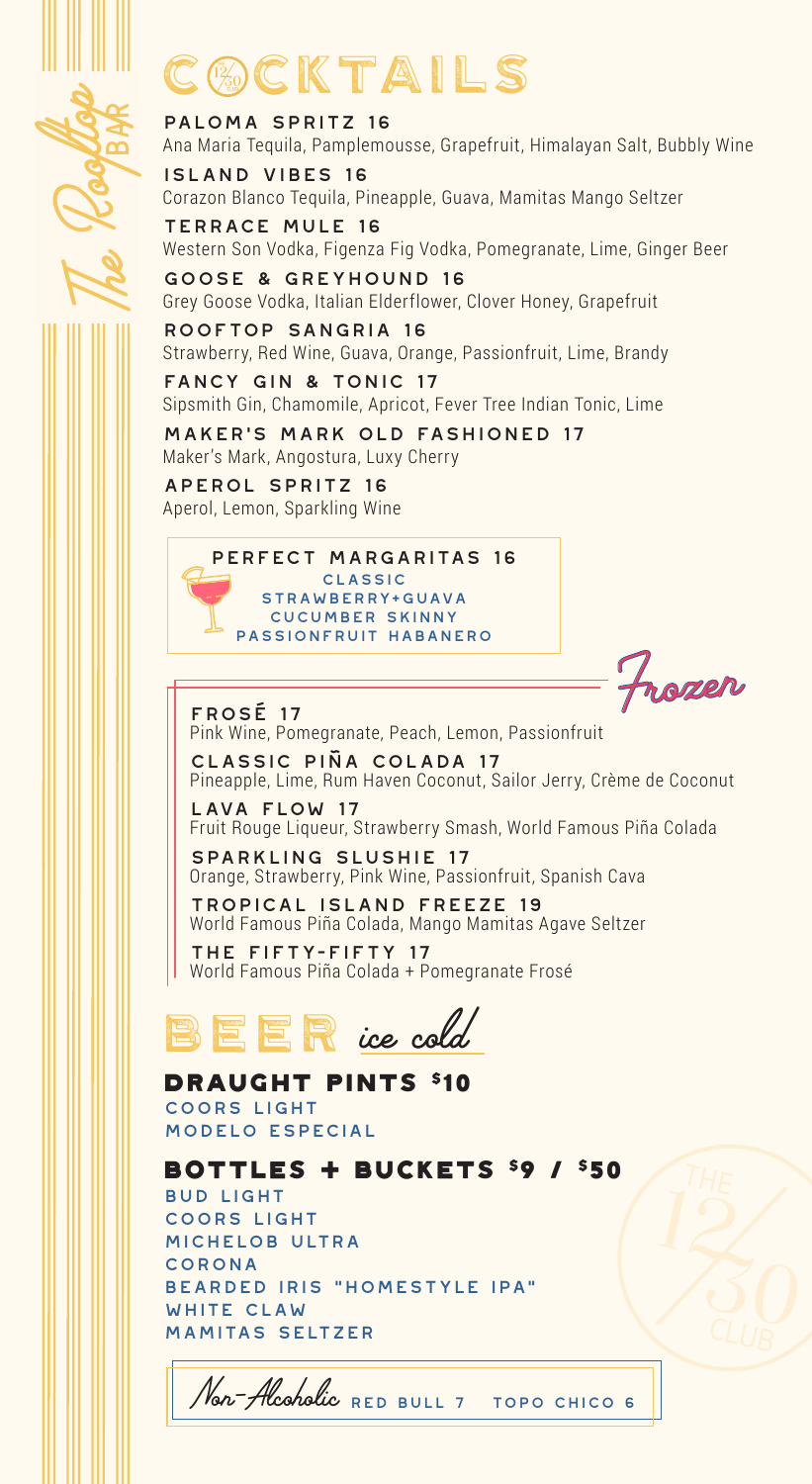The Rooftop BAR

# COCKTAILS

**PALOMA SPRITZ 16**
Ana Maria Tequila, Pamplemousse, Grapefruit, Himalayan Salt, Bubbly Wine

**ISLAND VIBES 16**
Corazon Blanco Tequila, Pineapple, Guava, Mamitas Mango Seltzer

**TERRACE MULE 16**
Western Son Vodka, Figenza Fig Vodka, Pomegranate, Lime, Ginger Beer

**GOOSE & GREYHOUND 16**
Grey Goose Vodka, Italian Elderflower, Clover Honey, Grapefruit

**ROOFTOP SANGRIA 16**
Strawberry, Red Wine, Guava, Orange, Passionfruit, Lime, Brandy

**FANCY GIN & TONIC 17**
Sipsmith Gin, Chamomile, Apricot, Fever Tree Indian Tonic, Lime

**MAKER'S MARK OLD FASHIONED 17**
Maker's Mark, Angostura, Luxy Cherry

**APEROL SPRITZ 16**
Aperol, Lemon, Sparkling Wine

**PERFECT MARGARITAS 16**
CLASSIC
STRAWBERRY+GUAVA
CUCUMBER SKINNY
PASSIONFRUIT HABANERO

## Frozen

**FROSÉ 17**
Pink Wine, Pomegranate, Peach, Lemon, Passionfruit

**CLASSIC PIÑA COLADA 17**
Pineapple, Lime, Rum Haven Coconut, Sailor Jerry, Crème de Coconut

**LAVA FLOW 17**
Fruit Rouge Liqueur, Strawberry Smash, World Famous Piña Colada

**SPARKLING SLUSHIE 17**
Orange, Strawberry, Pink Wine, Passionfruit, Spanish Cava

**TROPICAL ISLAND FREEZE 19**
World Famous Piña Colada, Mango Mamitas Agave Seltzer

**THE FIFTY-FIFTY 17**
World Famous Piña Colada + Pomegranate Frosé

# BEER *ice cold*

## DRAUGHT PINTS $10

COORS LIGHT
MODELO ESPECIAL

## BOTTLES + BUCKETS $9 / $50

BUD LIGHT
COORS LIGHT
MICHELOB ULTRA
CORONA
BEARDED IRIS "HOMESTYLE IPA"
WHITE CLAW
MAMITAS SELTZER

*Non-Alcoholic* RED BULL 7 TOPO CHICO 6